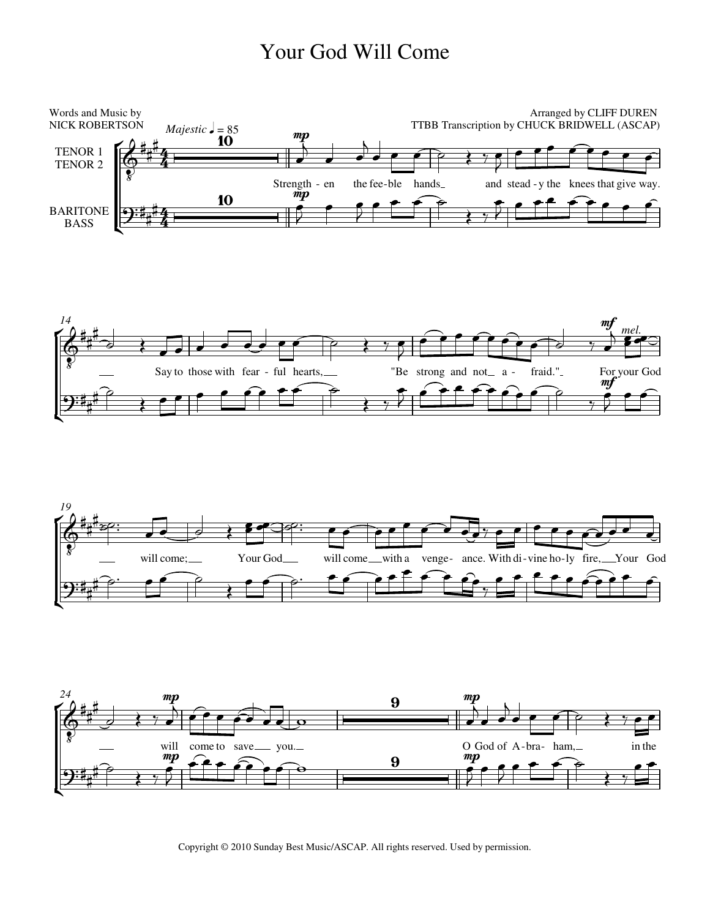# Your God Will Come

Words and Music by
NICK ROBERTSON

Arranged by CLIFF DUREN
TTBB Transcription by CHUCK BRIDWELL (ASCAP)

*Majestic* ♩ = 85

TENOR 1
TENOR 2

BARITONE
BASS

Strength - en the fee - ble hands and stead - y the knees that give way.

Say to those with fear - ful hearts, "Be strong and not a - fraid." For your God

will come; Your God will come with a venge - ance. With di - vine ho - ly fire, Your God

will come to save you.

O God of A - bra - ham, in the

Copyright © 2010 Sunday Best Music/ASCAP. All rights reserved. Used by permission.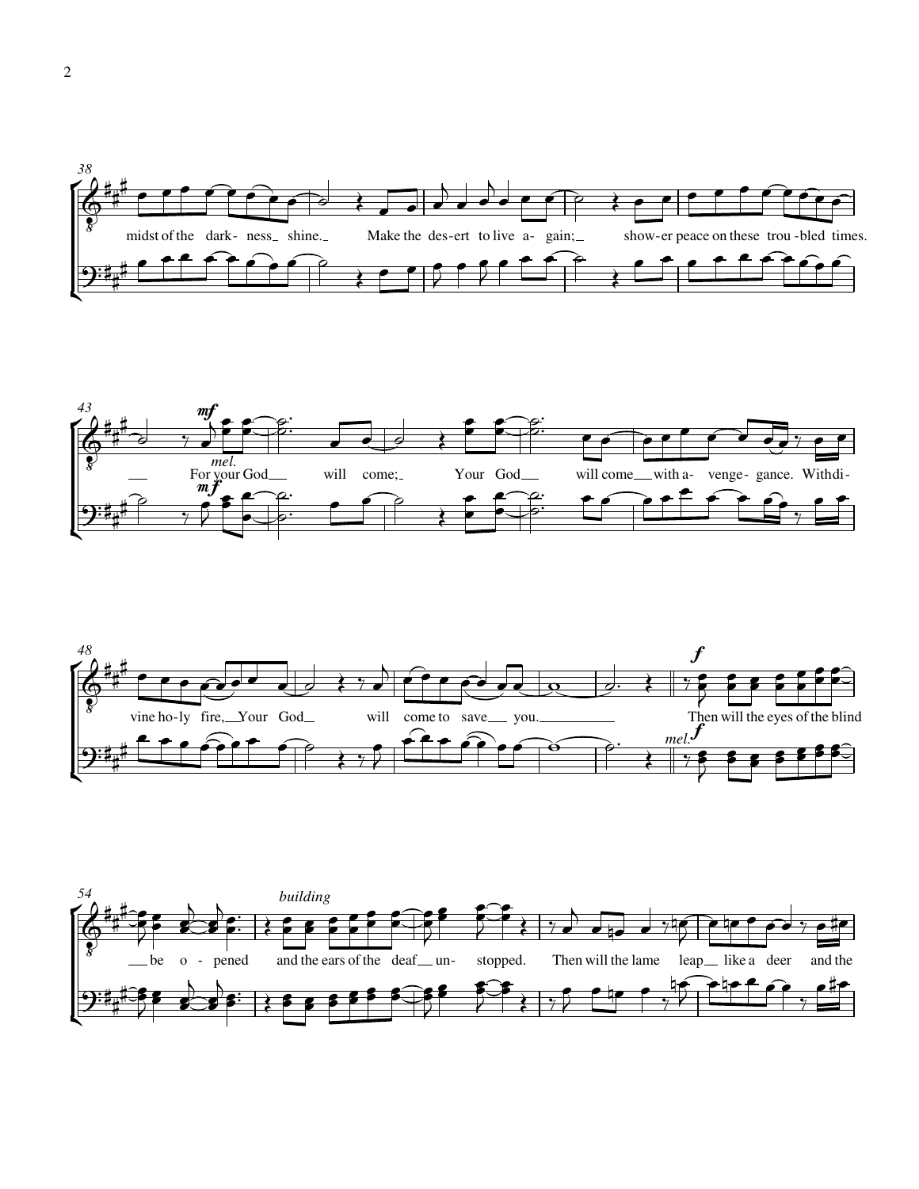38

midst of the dark- ness shine. Make the des-ert to live a- gain; show-er peace on these trou-bled times.

43

*mf*

*mel.*

For your God will come; Your God will come with a- venge- gance. With di-

*mf*

48

vine ho-ly fire, Your God will come to save you.

*f*

*mel.*

*f*

Then will the eyes of the blind

54

*building*

be o- pened and the ears of the deaf un- stopped. Then will the lame leap like a deer and the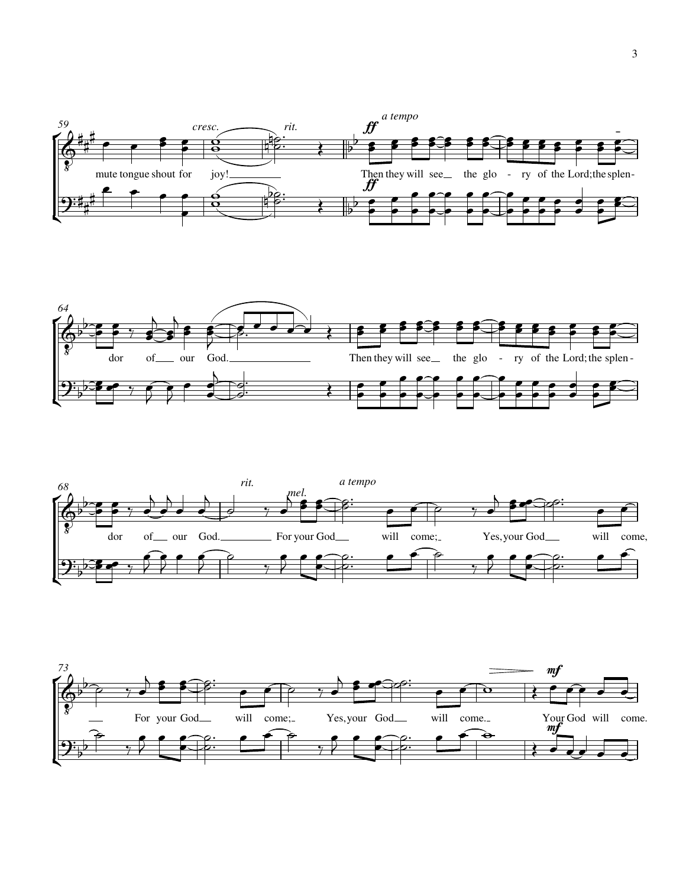59

*cresc.* *rit.* *a tempo*

**ff**

mute tongue shout for joy! Then they will see the glo - ry of the Lord; the splen-

64

dor of our God. Then they will see the glo - ry of the Lord; the splen -

68

*rit.* *mel.* *a tempo*

dor of our God. For your God will come; Yes, your God will come,

73

**mf**

For your God will come; Yes, your God will come. Your God will come.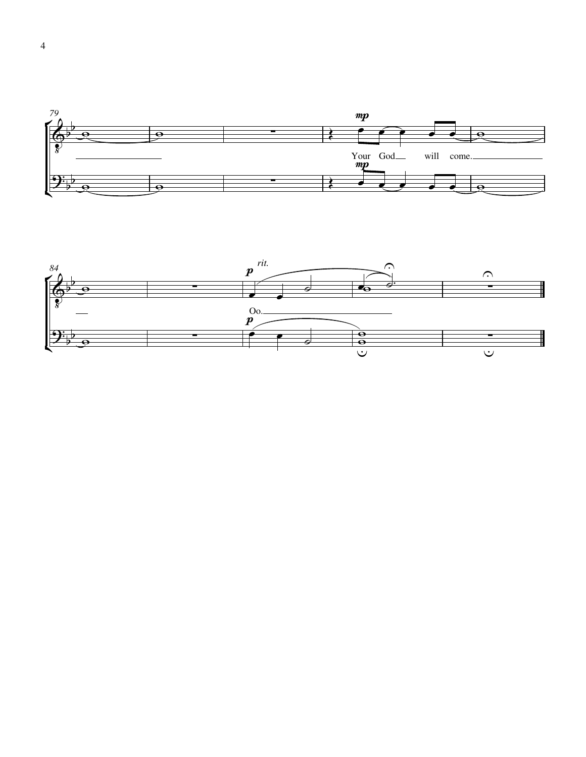79

*mp*

Your God will come.

*mp*

84

*p* *rit.*

Oo.

*p*